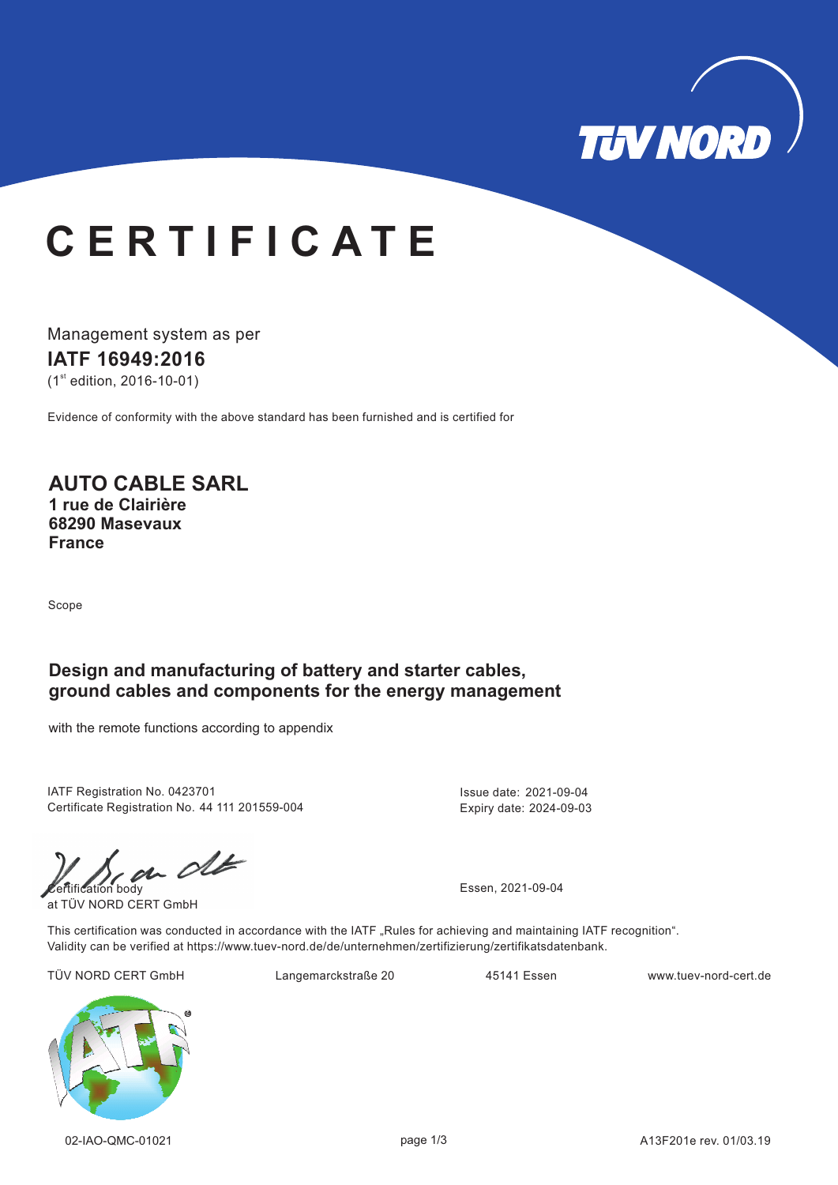# CERTIFICATE

Management system as per

**IATF 16949:2016**

(1st edition, 2016-10-01)

Evidence of conformity with the above standard has been furnished and is certified for

**AUTO CABLE SARL**
**1 rue de Clairière**
**68290 Masevaux**
**France**

Scope

**Design and manufacturing of battery and starter cables, ground cables and components for the energy management**

with the remote functions according to appendix

IATF Registration No. 0423701
Certificate Registration No. 44 111 201559-004

Issue date: 2021-09-04
Expiry date: 2024-09-03

Certification body
at TÜV NORD CERT GmbH

Essen, 2021-09-04

This certification was conducted in accordance with the IATF „Rules for achieving and maintaining IATF recognition“.
Validity can be verified at https://www.tuev-nord.de/de/unternehmen/zertifizierung/zertifikatsdatenbank.

TÜV NORD CERT GmbH    Langemarckstraße 20    45141 Essen    www.tuev-nord-cert.de

02-IAO-QMC-01021    A13F201e rev. 01/03.19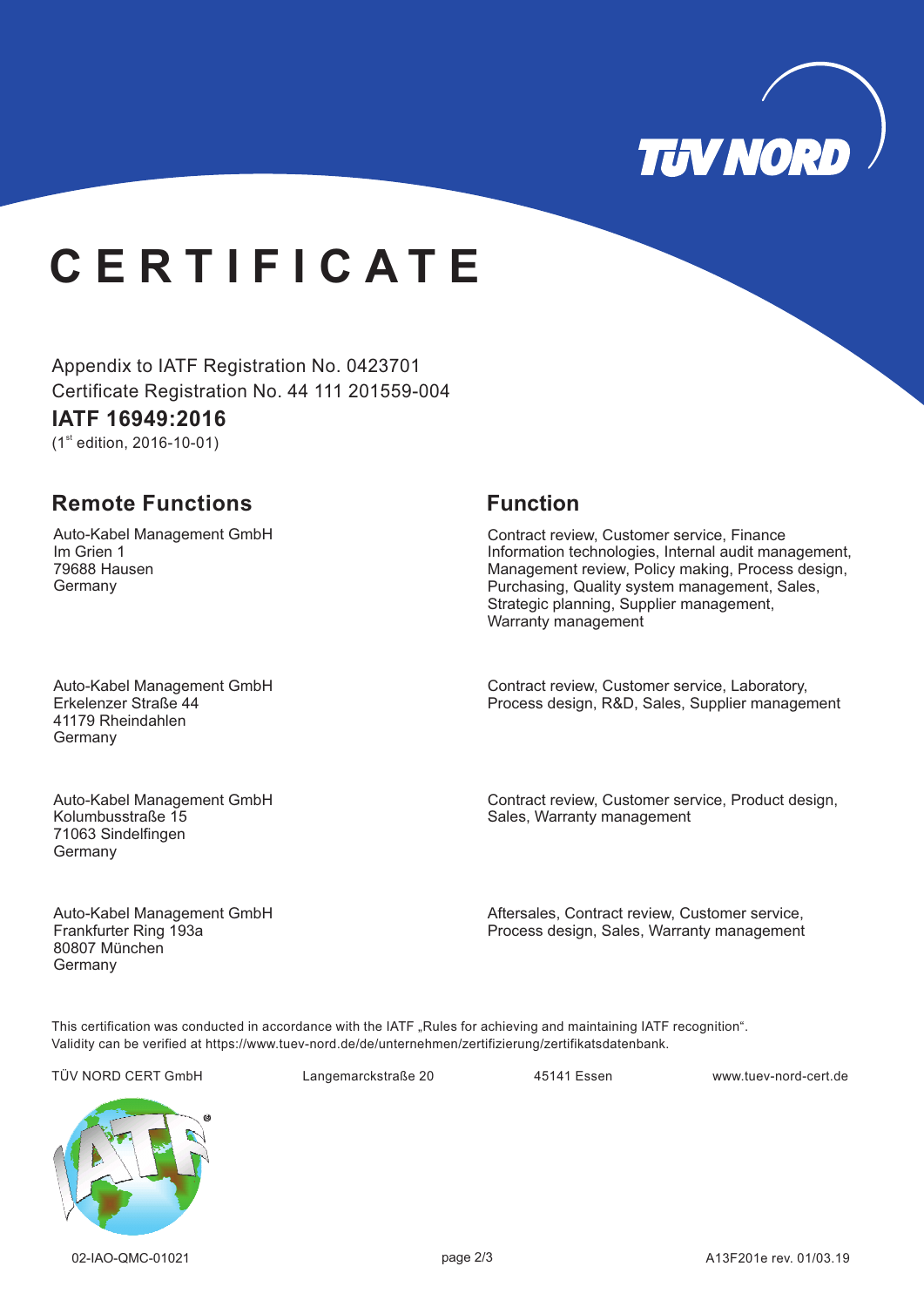# CERTIFICATE

Appendix to IATF Registration No. 0423701
Certificate Registration No. 44 111 201559-004

## IATF 16949:2016

(1st edition, 2016-10-01)

| Remote Functions | Function |
| --- | --- |
| Auto-Kabel Management GmbH<br>Im Grien 1<br>79688 Hausen<br>Germany | Contract review, Customer service, Finance Information technologies, Internal audit management, Management review, Policy making, Process design, Purchasing, Quality system management, Sales, Strategic planning, Supplier management, Warranty management |
| Auto-Kabel Management GmbH<br>Erkelenzer Straße 44<br>41179 Rheindahlen<br>Germany | Contract review, Customer service, Laboratory, Process design, R&D, Sales, Supplier management |
| Auto-Kabel Management GmbH<br>Kolumbusstraße 15<br>71063 Sindelfingen<br>Germany | Contract review, Customer service, Product design, Sales, Warranty management |
| Auto-Kabel Management GmbH<br>Frankfurter Ring 193a<br>80807 München<br>Germany | Aftersales, Contract review, Customer service, Process design, Sales, Warranty management |

This certification was conducted in accordance with the IATF „Rules for achieving and maintaining IATF recognition“.
Validity can be verified at https://www.tuev-nord.de/de/unternehmen/zertifizierung/zertifikatsdatenbank.

TÜV NORD CERT GmbH   Langemarckstraße 20   45141 Essen   www.tuev-nord-cert.de

02-IAO-QMC-01021   A13F201e rev. 01/03.19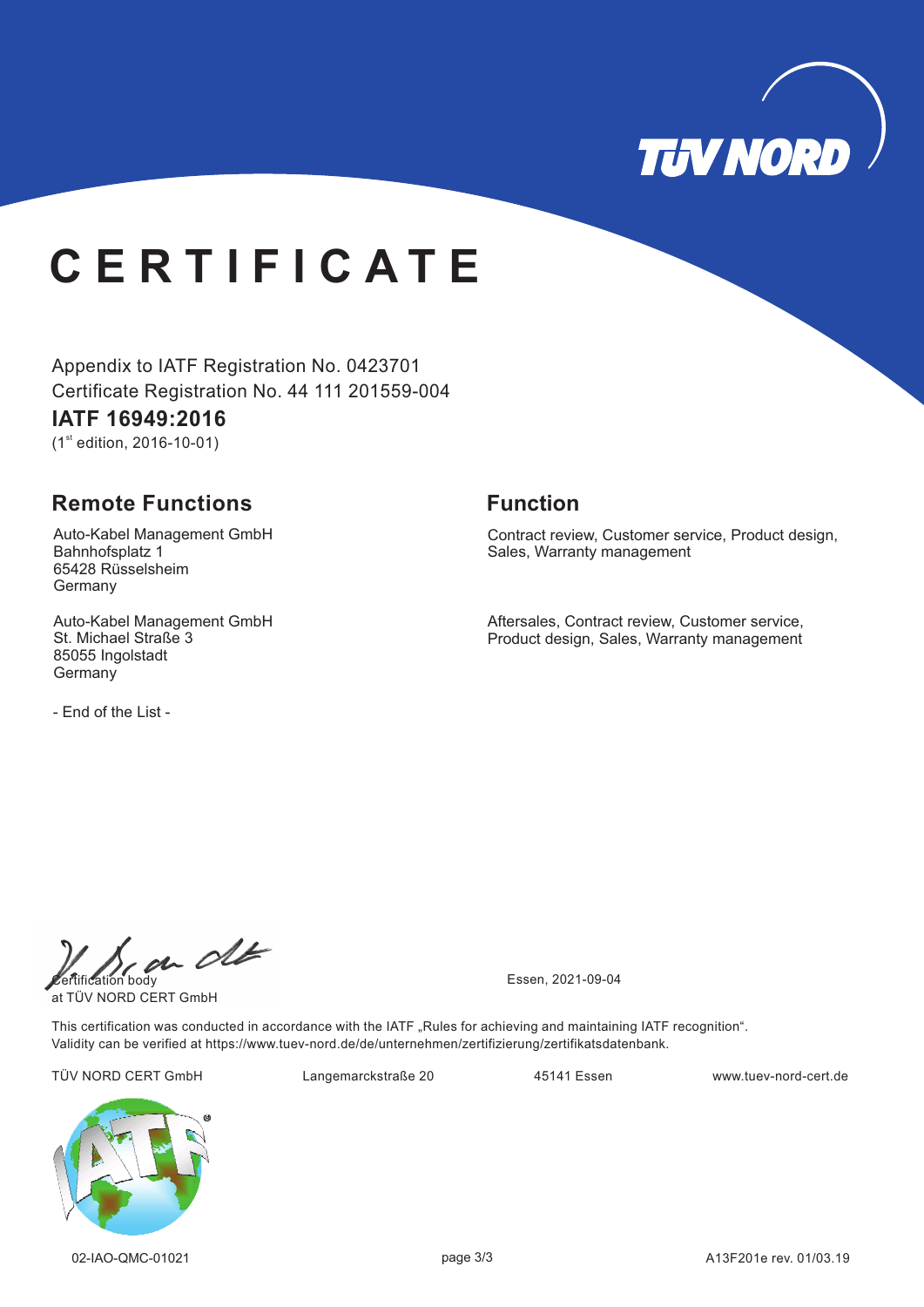# CERTIFICATE

Appendix to IATF Registration No. 0423701
Certificate Registration No. 44 111 201559-004

**IATF 16949:2016**
(1st edition, 2016-10-01)

| Remote Functions | Function |
| --- | --- |
| Auto-Kabel Management GmbH<br>Bahnhofsplatz 1<br>65428 Rüsselsheim<br>Germany | Contract review, Customer service, Product design, Sales, Warranty management |
| Auto-Kabel Management GmbH<br>St. Michael Straße 3<br>85055 Ingolstadt<br>Germany | Aftersales, Contract review, Customer service, Product design, Sales, Warranty management |

- End of the List -

Certification body
at TÜV NORD CERT GmbH

Essen, 2021-09-04

This certification was conducted in accordance with the IATF „Rules for achieving and maintaining IATF recognition".
Validity can be verified at https://www.tuev-nord.de/de/unternehmen/zertifizierung/zertifikatsdatenbank.

TÜV NORD CERT GmbH Langemarckstraße 20 45141 Essen www.tuev-nord-cert.de

02-IAO-QMC-01021 A13F201e rev. 01/03.19